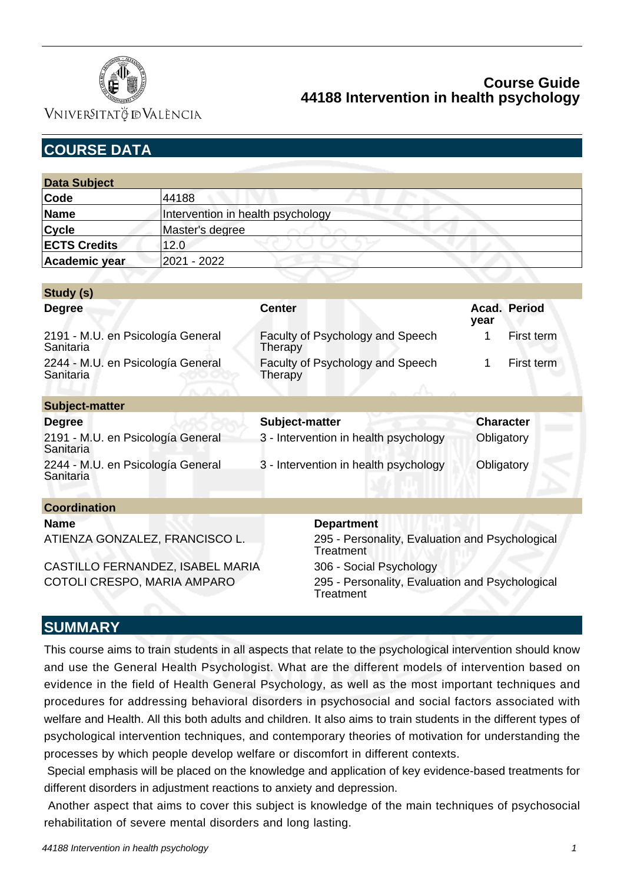# Course Guide
# 44188 Intervention in health psychology

## COURSE DATA

| Data Subject | |
|---|---|
| **Code** | 44188 |
| **Name** | Intervention in health psychology |
| **Cycle** | Master's degree |
| **ECTS Credits** | 12.0 |
| **Academic year** | 2021 - 2022 |

**Study (s)**

| Degree | Center | Acad. year | Period |
|---|---|---|---|
| 2191 - M.U. en Psicología General Sanitaria | Faculty of Psychology and Speech Therapy | 1 | First term |
| 2244 - M.U. en Psicología General Sanitaria | Faculty of Psychology and Speech Therapy | 1 | First term |

**Subject-matter**

| Degree | Subject-matter | Character |
|---|---|---|
| 2191 - M.U. en Psicología General Sanitaria | 3 - Intervention in health psychology | Obligatory |
| 2244 - M.U. en Psicología General Sanitaria | 3 - Intervention in health psychology | Obligatory |

**Coordination**

| Name | Department |
|---|---|
| ATIENZA GONZALEZ, FRANCISCO L. | 295 - Personality, Evaluation and Psychological Treatment |
| CASTILLO FERNANDEZ, ISABEL MARIA | 306 - Social Psychology |
| COTOLI CRESPO, MARIA AMPARO | 295 - Personality, Evaluation and Psychological Treatment |

## SUMMARY

This course aims to train students in all aspects that relate to the psychological intervention should know and use the General Health Psychologist. What are the different models of intervention based on evidence in the field of Health General Psychology, as well as the most important techniques and procedures for addressing behavioral disorders in psychosocial and social factors associated with welfare and Health. All this both adults and children. It also aims to train students in the different types of psychological intervention techniques, and contemporary theories of motivation for understanding the processes by which people develop welfare or discomfort in different contexts.

Special emphasis will be placed on the knowledge and application of key evidence-based treatments for different disorders in adjustment reactions to anxiety and depression.

Another aspect that aims to cover this subject is knowledge of the main techniques of psychosocial rehabilitation of severe mental disorders and long lasting.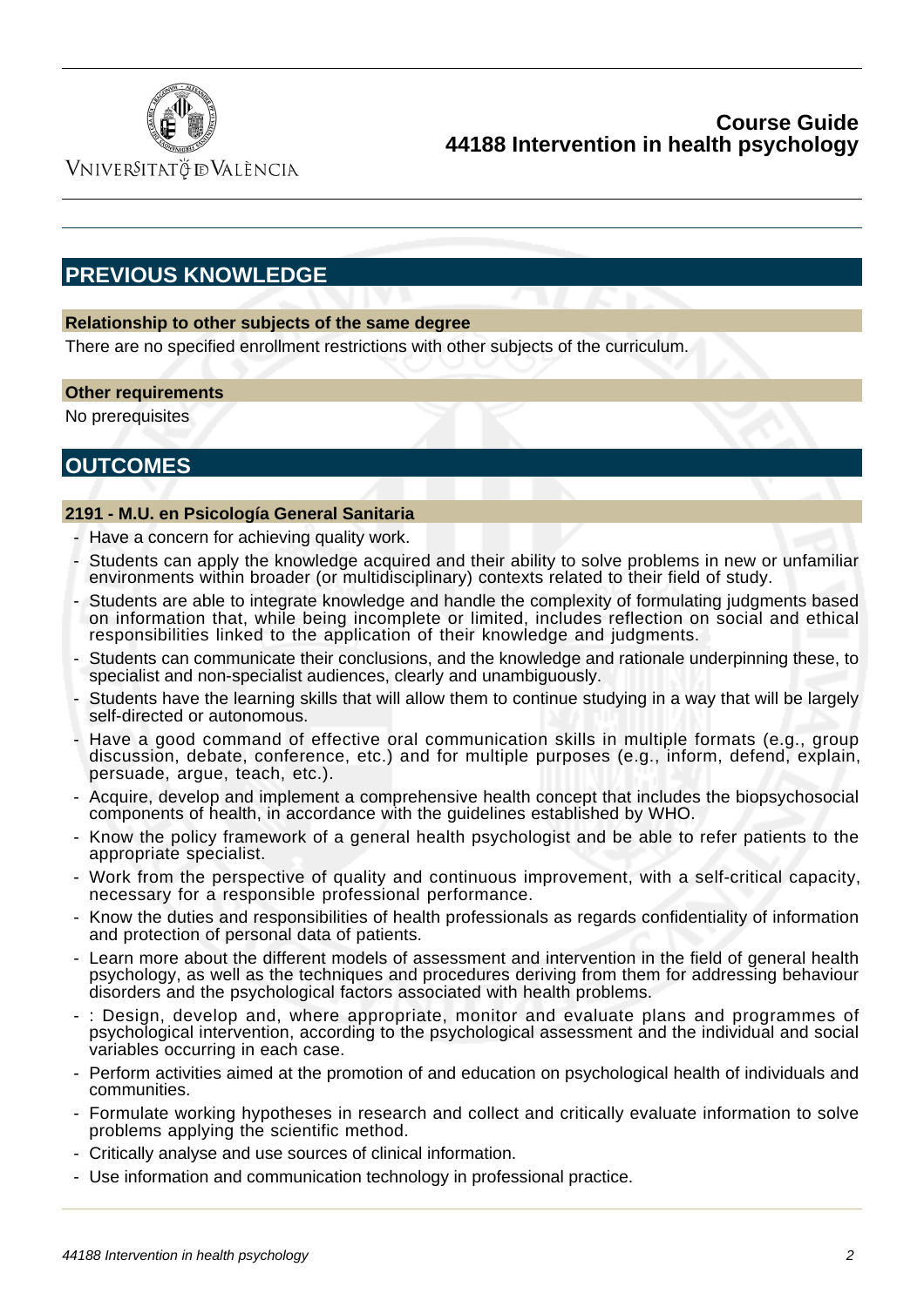## PREVIOUS KNOWLEDGE

### Relationship to other subjects of the same degree

There are no specified enrollment restrictions with other subjects of the curriculum.

### Other requirements

No prerequisites

## OUTCOMES

### 2191 - M.U. en Psicología General Sanitaria

- Have a concern for achieving quality work.
- Students can apply the knowledge acquired and their ability to solve problems in new or unfamiliar environments within broader (or multidisciplinary) contexts related to their field of study.
- Students are able to integrate knowledge and handle the complexity of formulating judgments based on information that, while being incomplete or limited, includes reflection on social and ethical responsibilities linked to the application of their knowledge and judgments.
- Students can communicate their conclusions, and the knowledge and rationale underpinning these, to specialist and non-specialist audiences, clearly and unambiguously.
- Students have the learning skills that will allow them to continue studying in a way that will be largely self-directed or autonomous.
- Have a good command of effective oral communication skills in multiple formats (e.g., group discussion, debate, conference, etc.) and for multiple purposes (e.g., inform, defend, explain, persuade, argue, teach, etc.).
- Acquire, develop and implement a comprehensive health concept that includes the biopsychosocial components of health, in accordance with the guidelines established by WHO.
- Know the policy framework of a general health psychologist and be able to refer patients to the appropriate specialist.
- Work from the perspective of quality and continuous improvement, with a self-critical capacity, necessary for a responsible professional performance.
- Know the duties and responsibilities of health professionals as regards confidentiality of information and protection of personal data of patients.
- Learn more about the different models of assessment and intervention in the field of general health psychology, as well as the techniques and procedures deriving from them for addressing behaviour disorders and the psychological factors associated with health problems.
- : Design, develop and, where appropriate, monitor and evaluate plans and programmes of psychological intervention, according to the psychological assessment and the individual and social variables occurring in each case.
- Perform activities aimed at the promotion of and education on psychological health of individuals and communities.
- Formulate working hypotheses in research and collect and critically evaluate information to solve problems applying the scientific method.
- Critically analyse and use sources of clinical information.
- Use information and communication technology in professional practice.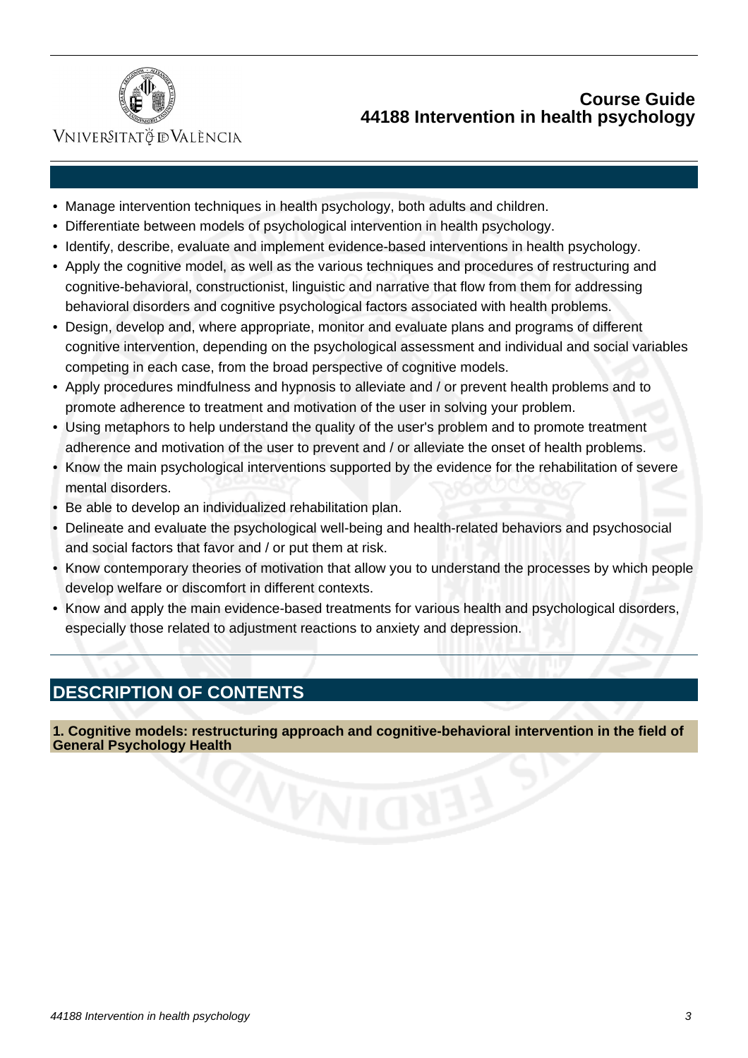- Manage intervention techniques in health psychology, both adults and children.
- Differentiate between models of psychological intervention in health psychology.
- Identify, describe, evaluate and implement evidence-based interventions in health psychology.
- Apply the cognitive model, as well as the various techniques and procedures of restructuring and cognitive-behavioral, constructionist, linguistic and narrative that flow from them for addressing behavioral disorders and cognitive psychological factors associated with health problems.
- Design, develop and, where appropriate, monitor and evaluate plans and programs of different cognitive intervention, depending on the psychological assessment and individual and social variables competing in each case, from the broad perspective of cognitive models.
- Apply procedures mindfulness and hypnosis to alleviate and / or prevent health problems and to promote adherence to treatment and motivation of the user in solving your problem.
- Using metaphors to help understand the quality of the user's problem and to promote treatment adherence and motivation of the user to prevent and / or alleviate the onset of health problems.
- Know the main psychological interventions supported by the evidence for the rehabilitation of severe mental disorders.
- Be able to develop an individualized rehabilitation plan.
- Delineate and evaluate the psychological well-being and health-related behaviors and psychosocial and social factors that favor and / or put them at risk.
- Know contemporary theories of motivation that allow you to understand the processes by which people develop welfare or discomfort in different contexts.
- Know and apply the main evidence-based treatments for various health and psychological disorders, especially those related to adjustment reactions to anxiety and depression.

## DESCRIPTION OF CONTENTS

### 1. Cognitive models: restructuring approach and cognitive-behavioral intervention in the field of General Psychology Health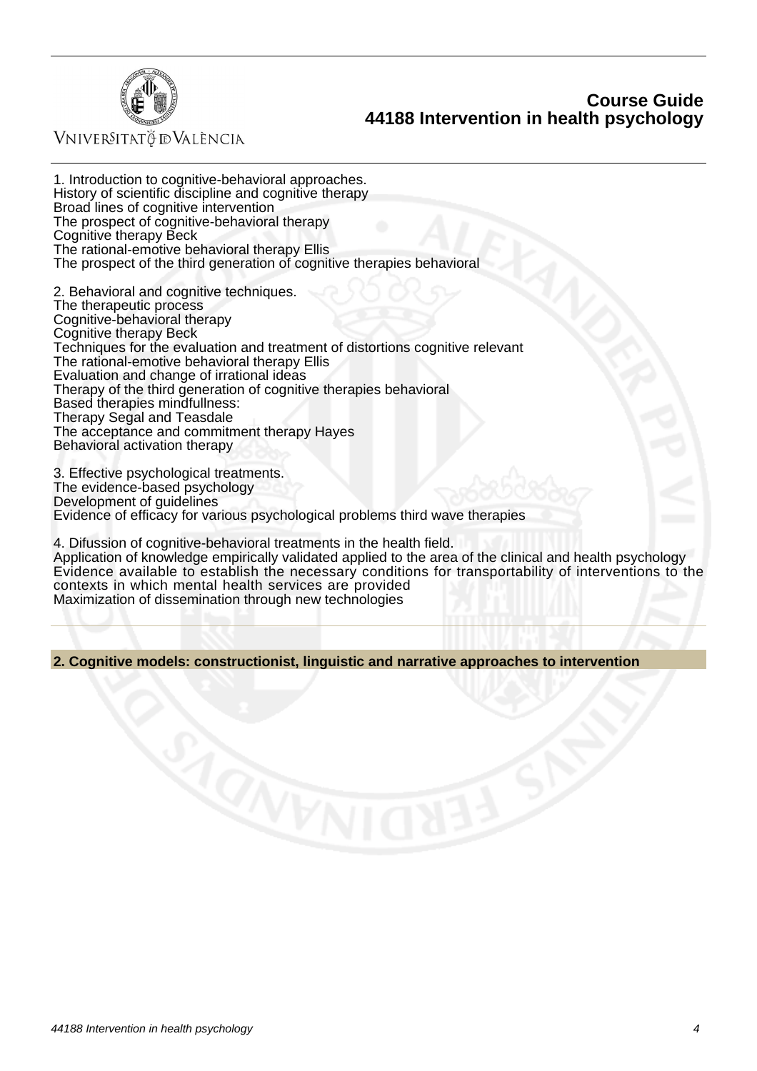1. Introduction to cognitive-behavioral approaches.
History of scientific discipline and cognitive therapy
Broad lines of cognitive intervention
The prospect of cognitive-behavioral therapy
Cognitive therapy Beck
The rational-emotive behavioral therapy Ellis
The prospect of the third generation of cognitive therapies behavioral

2. Behavioral and cognitive techniques.
The therapeutic process
Cognitive-behavioral therapy
Cognitive therapy Beck
Techniques for the evaluation and treatment of distortions cognitive relevant
The rational-emotive behavioral therapy Ellis
Evaluation and change of irrational ideas
Therapy of the third generation of cognitive therapies behavioral
Based therapies mindfullness:
Therapy Segal and Teasdale
The acceptance and commitment therapy Hayes
Behavioral activation therapy

3. Effective psychological treatments.
The evidence-based psychology
Development of guidelines
Evidence of efficacy for various psychological problems third wave therapies

4. Difussion of cognitive-behavioral treatments in the health field.
Application of knowledge empirically validated applied to the area of the clinical and health psychology
Evidence available to establish the necessary conditions for transportability of interventions to the contexts in which mental health services are provided
Maximization of dissemination through new technologies

**2. Cognitive models: constructionist, linguistic and narrative approaches to intervention**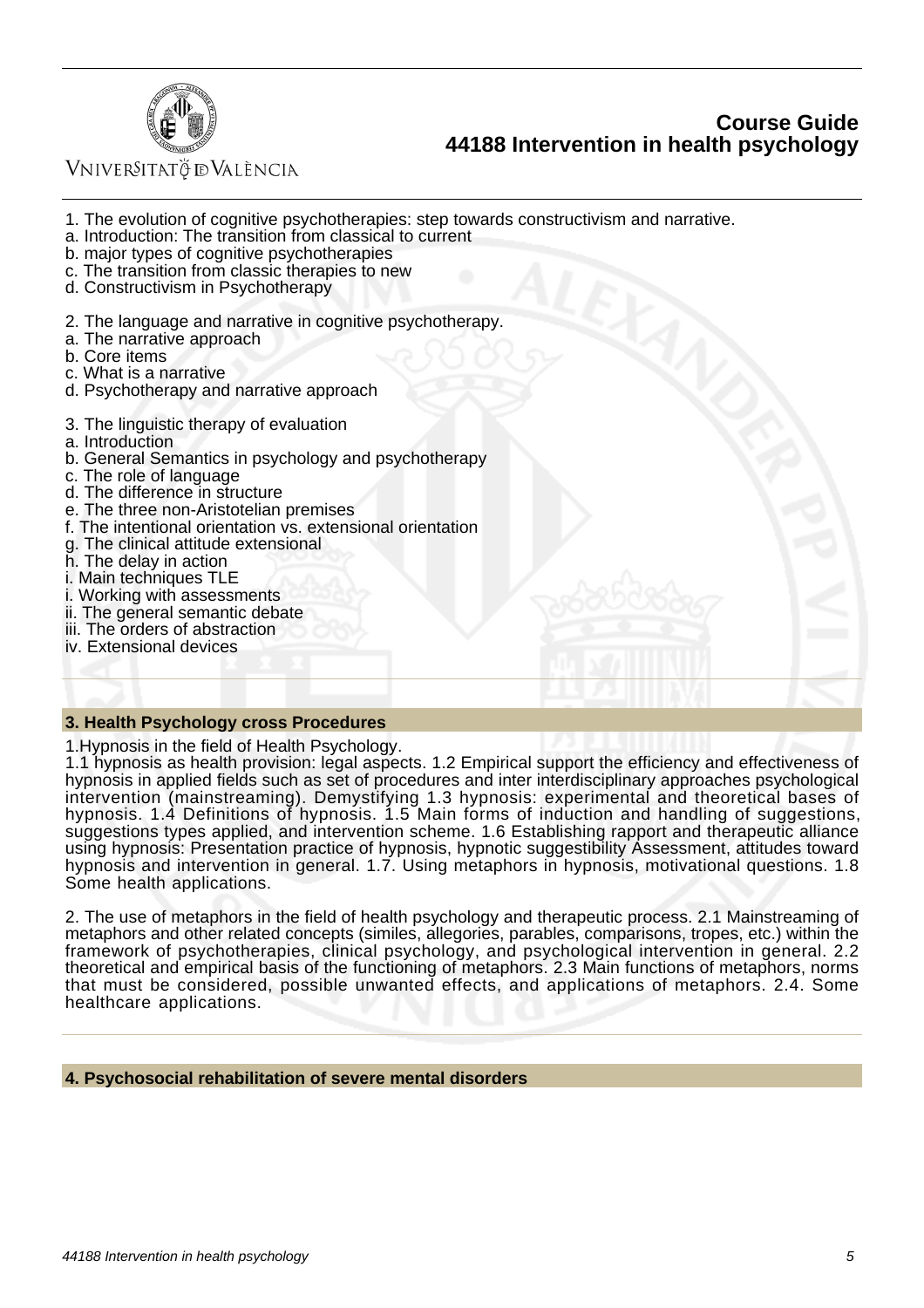1. The evolution of cognitive psychotherapies: step towards constructivism and narrative.
a. Introduction: The transition from classical to current
b. major types of cognitive psychotherapies
c. The transition from classic therapies to new
d. Constructivism in Psychotherapy

2. The language and narrative in cognitive psychotherapy.
a. The narrative approach
b. Core items
c. What is a narrative
d. Psychotherapy and narrative approach

3. The linguistic therapy of evaluation
a. Introduction
b. General Semantics in psychology and psychotherapy
c. The role of language
d. The difference in structure
e. The three non-Aristotelian premises
f. The intentional orientation vs. extensional orientation
g. The clinical attitude extensional
h. The delay in action
i. Main techniques TLE
i. Working with assessments
ii. The general semantic debate
iii. The orders of abstraction
iv. Extensional devices

### 3. Health Psychology cross Procedures

1.Hypnosis in the field of Health Psychology.
1.1 hypnosis as health provision: legal aspects. 1.2 Empirical support the efficiency and effectiveness of hypnosis in applied fields such as set of procedures and inter interdisciplinary approaches psychological intervention (mainstreaming). Demystifying 1.3 hypnosis: experimental and theoretical bases of hypnosis. 1.4 Definitions of hypnosis. 1.5 Main forms of induction and handling of suggestions, suggestions types applied, and intervention scheme. 1.6 Establishing rapport and therapeutic alliance using hypnosis: Presentation practice of hypnosis, hypnotic suggestibility Assessment, attitudes toward hypnosis and intervention in general. 1.7. Using metaphors in hypnosis, motivational questions. 1.8 Some health applications.

2. The use of metaphors in the field of health psychology and therapeutic process. 2.1 Mainstreaming of metaphors and other related concepts (similes, allegories, parables, comparisons, tropes, etc.) within the framework of psychotherapies, clinical psychology, and psychological intervention in general. 2.2 theoretical and empirical basis of the functioning of metaphors. 2.3 Main functions of metaphors, norms that must be considered, possible unwanted effects, and applications of metaphors. 2.4. Some healthcare applications.

### 4. Psychosocial rehabilitation of severe mental disorders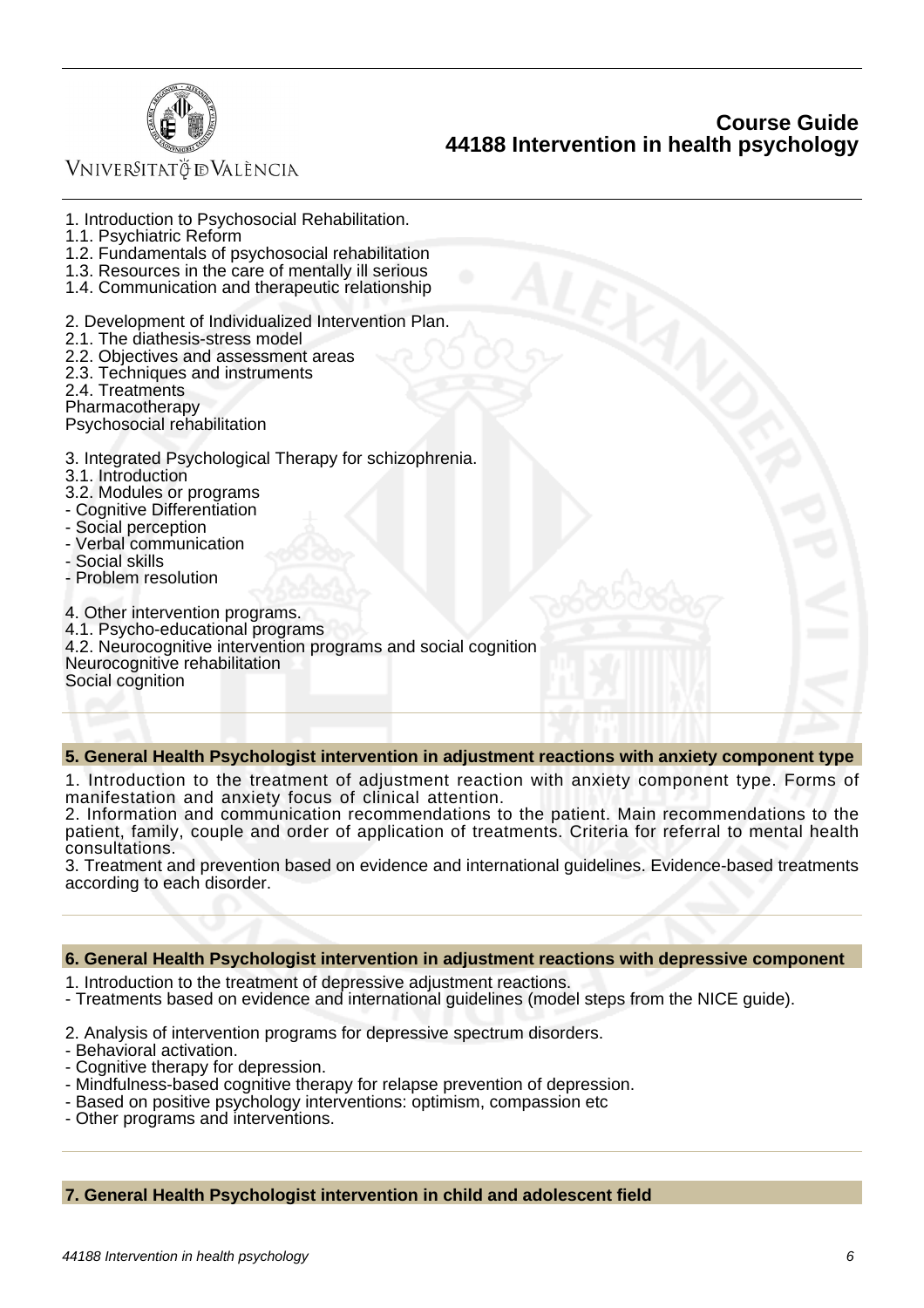1. Introduction to Psychosocial Rehabilitation.
1.1. Psychiatric Reform
1.2. Fundamentals of psychosocial rehabilitation
1.3. Resources in the care of mentally ill serious
1.4. Communication and therapeutic relationship

2. Development of Individualized Intervention Plan.
2.1. The diathesis-stress model
2.2. Objectives and assessment areas
2.3. Techniques and instruments
2.4. Treatments
Pharmacotherapy
Psychosocial rehabilitation

3. Integrated Psychological Therapy for schizophrenia.
3.1. Introduction
3.2. Modules or programs
- Cognitive Differentiation
- Social perception
- Verbal communication
- Social skills
- Problem resolution

4. Other intervention programs.
4.1. Psycho-educational programs
4.2. Neurocognitive intervention programs and social cognition
Neurocognitive rehabilitation
Social cognition

### 5. General Health Psychologist intervention in adjustment reactions with anxiety component type

1. Introduction to the treatment of adjustment reaction with anxiety component type. Forms of manifestation and anxiety focus of clinical attention.
2. Information and communication recommendations to the patient. Main recommendations to the patient, family, couple and order of application of treatments. Criteria for referral to mental health consultations.
3. Treatment and prevention based on evidence and international guidelines. Evidence-based treatments according to each disorder.

### 6. General Health Psychologist intervention in adjustment reactions with depressive component

1. Introduction to the treatment of depressive adjustment reactions.
- Treatments based on evidence and international guidelines (model steps from the NICE guide).

2. Analysis of intervention programs for depressive spectrum disorders.
- Behavioral activation.
- Cognitive therapy for depression.
- Mindfulness-based cognitive therapy for relapse prevention of depression.
- Based on positive psychology interventions: optimism, compassion etc
- Other programs and interventions.

### 7. General Health Psychologist intervention in child and adolescent field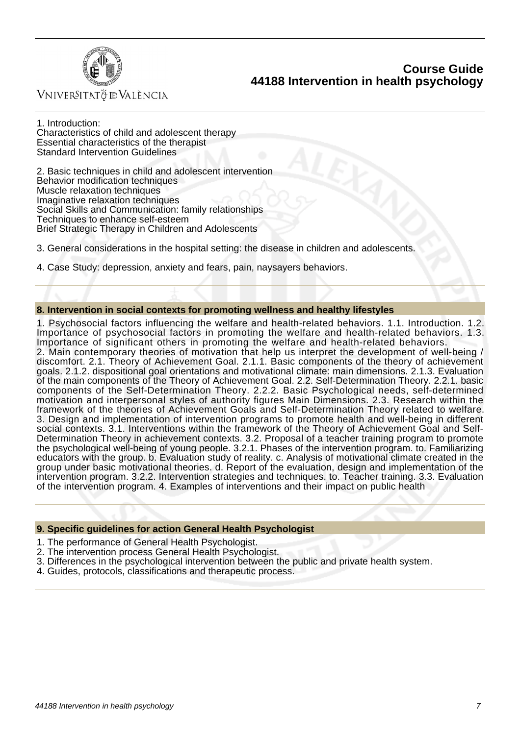1. Introduction:
Characteristics of child and adolescent therapy
Essential characteristics of the therapist
Standard Intervention Guidelines

2. Basic techniques in child and adolescent intervention
Behavior modification techniques
Muscle relaxation techniques
Imaginative relaxation techniques
Social Skills and Communication: family relationships
Techniques to enhance self-esteem
Brief Strategic Therapy in Children and Adolescents

3. General considerations in the hospital setting: the disease in children and adolescents.

4. Case Study: depression, anxiety and fears, pain, naysayers behaviors.

### 8. Intervention in social contexts for promoting wellness and healthy lifestyles

1. Psychosocial factors influencing the welfare and health-related behaviors. 1.1. Introduction. 1.2. Importance of psychosocial factors in promoting the welfare and health-related behaviors. 1.3. Importance of significant others in promoting the welfare and health-related behaviors.
2. Main contemporary theories of motivation that help us interpret the development of well-being / discomfort. 2.1. Theory of Achievement Goal. 2.1.1. Basic components of the theory of achievement goals. 2.1.2. dispositional goal orientations and motivational climate: main dimensions. 2.1.3. Evaluation of the main components of the Theory of Achievement Goal. 2.2. Self-Determination Theory. 2.2.1. basic components of the Self-Determination Theory. 2.2.2. Basic Psychological needs, self-determined motivation and interpersonal styles of authority figures Main Dimensions. 2.3. Research within the framework of the theories of Achievement Goals and Self-Determination Theory related to welfare.
3. Design and implementation of intervention programs to promote health and well-being in different social contexts. 3.1. Interventions within the framework of the Theory of Achievement Goal and Self-Determination Theory in achievement contexts. 3.2. Proposal of a teacher training program to promote the psychological well-being of young people. 3.2.1. Phases of the intervention program. to. Familiarizing educators with the group. b. Evaluation study of reality. c. Analysis of motivational climate created in the group under basic motivational theories. d. Report of the evaluation, design and implementation of the intervention program. 3.2.2. Intervention strategies and techniques. to. Teacher training. 3.3. Evaluation of the intervention program. 4. Examples of interventions and their impact on public health

### 9. Specific guidelines for action General Health Psychologist

1. The performance of General Health Psychologist.
2. The intervention process General Health Psychologist.
3. Differences in the psychological intervention between the public and private health system.
4. Guides, protocols, classifications and therapeutic process.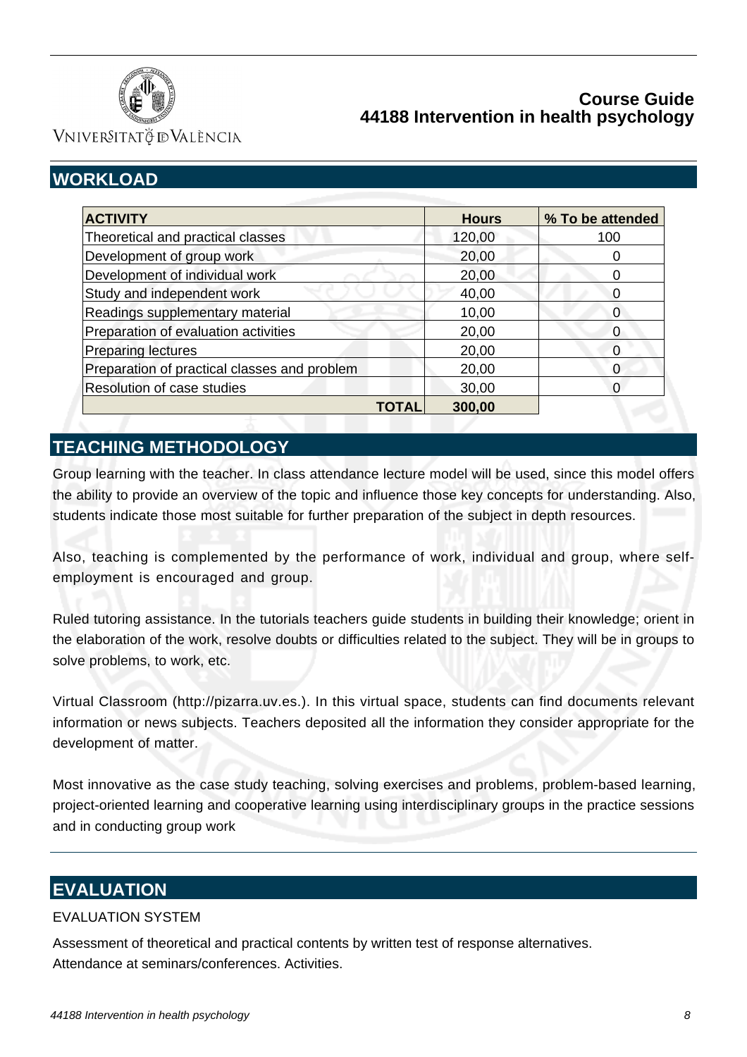## WORKLOAD

| ACTIVITY | Hours | % To be attended |
|---|---|---|
| Theoretical and practical classes | 120,00 | 100 |
| Development of group work | 20,00 | 0 |
| Development of individual work | 20,00 | 0 |
| Study and independent work | 40,00 | 0 |
| Readings supplementary material | 10,00 | 0 |
| Preparation of evaluation activities | 20,00 | 0 |
| Preparing lectures | 20,00 | 0 |
| Preparation of practical classes and problem | 20,00 | 0 |
| Resolution of case studies | 30,00 | 0 |
| **TOTAL** | **300,00** | |

## TEACHING METHODOLOGY

Group learning with the teacher. In class attendance lecture model will be used, since this model offers the ability to provide an overview of the topic and influence those key concepts for understanding. Also, students indicate those most suitable for further preparation of the subject in depth resources.

Also, teaching is complemented by the performance of work, individual and group, where self-employment is encouraged and group.

Ruled tutoring assistance. In the tutorials teachers guide students in building their knowledge; orient in the elaboration of the work, resolve doubts or difficulties related to the subject. They will be in groups to solve problems, to work, etc.

Virtual Classroom (http://pizarra.uv.es.). In this virtual space, students can find documents relevant information or news subjects. Teachers deposited all the information they consider appropriate for the development of matter.

Most innovative as the case study teaching, solving exercises and problems, problem-based learning, project-oriented learning and cooperative learning using interdisciplinary groups in the practice sessions and in conducting group work

## EVALUATION

EVALUATION SYSTEM

Assessment of theoretical and practical contents by written test of response alternatives.
Attendance at seminars/conferences. Activities.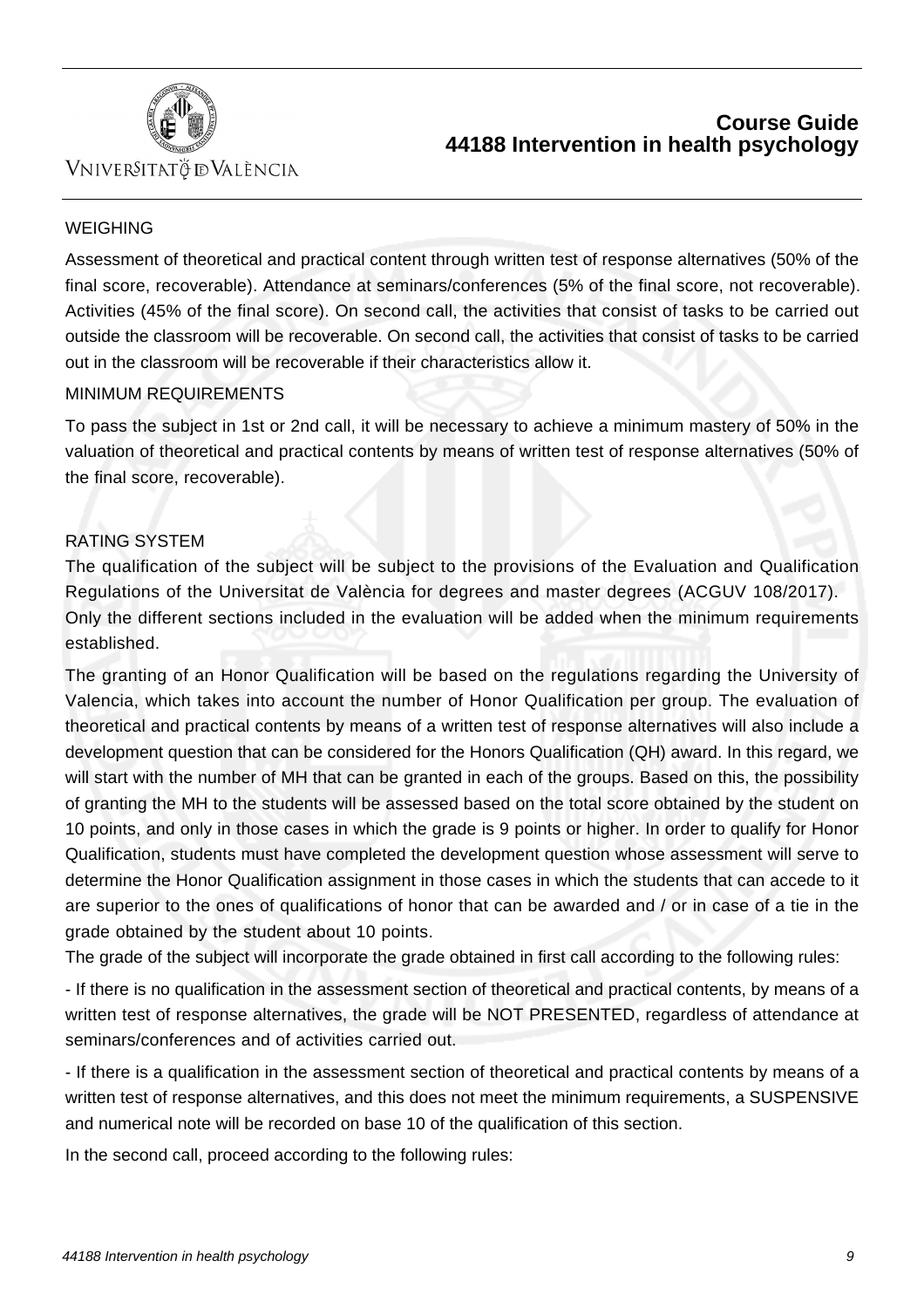WEIGHING

Assessment of theoretical and practical content through written test of response alternatives (50% of the final score, recoverable). Attendance at seminars/conferences (5% of the final score, not recoverable). Activities (45% of the final score). On second call, the activities that consist of tasks to be carried out outside the classroom will be recoverable. On second call, the activities that consist of tasks to be carried out in the classroom will be recoverable if their characteristics allow it.

MINIMUM REQUIREMENTS

To pass the subject in 1st or 2nd call, it will be necessary to achieve a minimum mastery of 50% in the valuation of theoretical and practical contents by means of written test of response alternatives (50% of the final score, recoverable).

RATING SYSTEM

The qualification of the subject will be subject to the provisions of the Evaluation and Qualification Regulations of the Universitat de València for degrees and master degrees (ACGUV 108/2017).
Only the different sections included in the evaluation will be added when the minimum requirements established.

The granting of an Honor Qualification will be based on the regulations regarding the University of Valencia, which takes into account the number of Honor Qualification per group. The evaluation of theoretical and practical contents by means of a written test of response alternatives will also include a development question that can be considered for the Honors Qualification (QH) award. In this regard, we will start with the number of MH that can be granted in each of the groups. Based on this, the possibility of granting the MH to the students will be assessed based on the total score obtained by the student on 10 points, and only in those cases in which the grade is 9 points or higher. In order to qualify for Honor Qualification, students must have completed the development question whose assessment will serve to determine the Honor Qualification assignment in those cases in which the students that can accede to it are superior to the ones of qualifications of honor that can be awarded and / or in case of a tie in the grade obtained by the student about 10 points.
The grade of the subject will incorporate the grade obtained in first call according to the following rules:

- If there is no qualification in the assessment section of theoretical and practical contents, by means of a written test of response alternatives, the grade will be NOT PRESENTED, regardless of attendance at seminars/conferences and of activities carried out.

- If there is a qualification in the assessment section of theoretical and practical contents by means of a written test of response alternatives, and this does not meet the minimum requirements, a SUSPENSIVE and numerical note will be recorded on base 10 of the qualification of this section.

In the second call, proceed according to the following rules: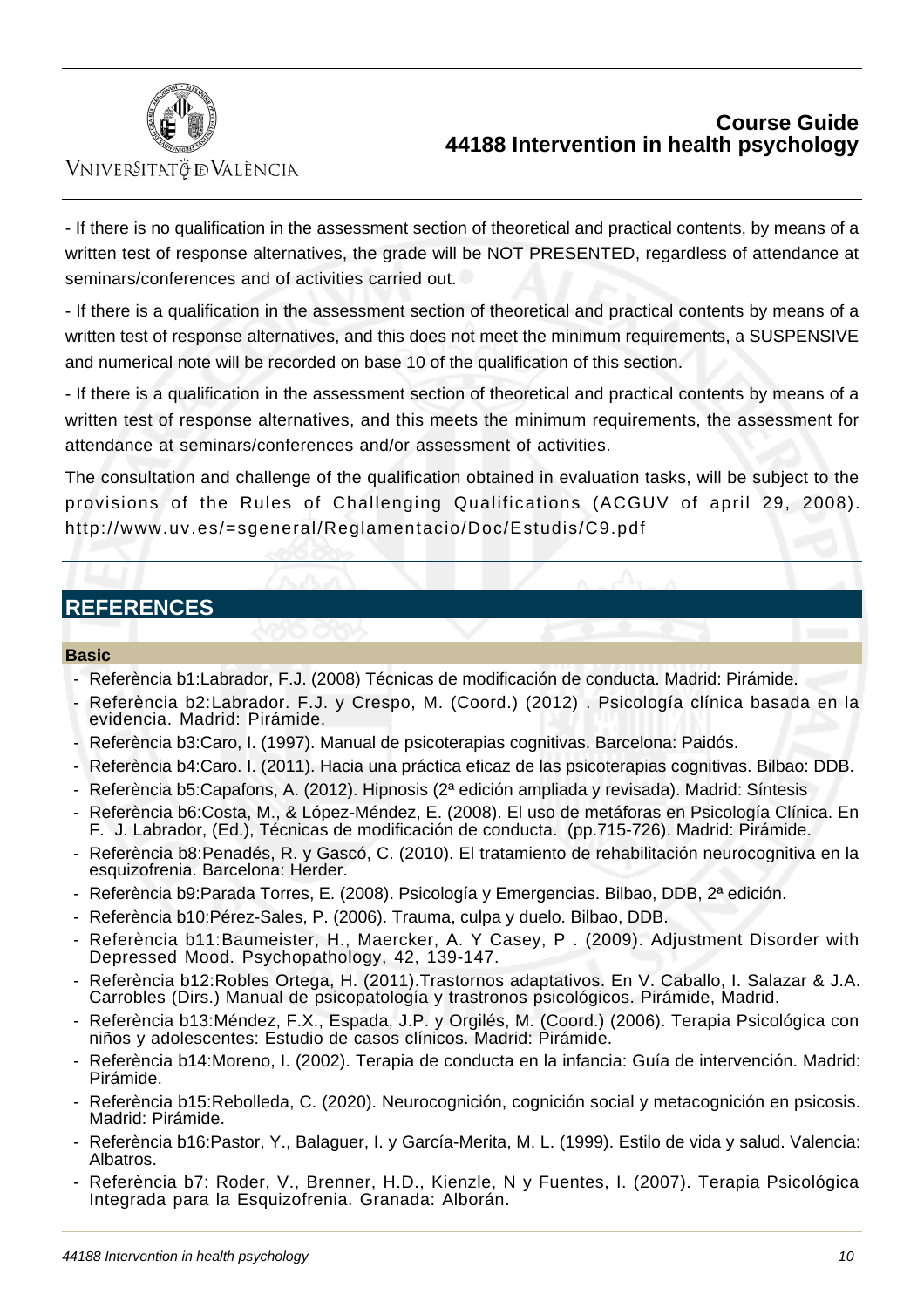- If there is no qualification in the assessment section of theoretical and practical contents, by means of a written test of response alternatives, the grade will be NOT PRESENTED, regardless of attendance at seminars/conferences and of activities carried out.

- If there is a qualification in the assessment section of theoretical and practical contents by means of a written test of response alternatives, and this does not meet the minimum requirements, a SUSPENSIVE and numerical note will be recorded on base 10 of the qualification of this section.

- If there is a qualification in the assessment section of theoretical and practical contents by means of a written test of response alternatives, and this meets the minimum requirements, the assessment for attendance at seminars/conferences and/or assessment of activities.

The consultation and challenge of the qualification obtained in evaluation tasks, will be subject to the provisions of the Rules of Challenging Qualifications (ACGUV of april 29, 2008). http://www.uv.es/=sgeneral/Reglamentacio/Doc/Estudis/C9.pdf

## REFERENCES

### Basic

- Referència b1:Labrador, F.J. (2008) Técnicas de modificación de conducta. Madrid: Pirámide.
- Referència b2:Labrador. F.J. y Crespo, M. (Coord.) (2012) . Psicología clínica basada en la evidencia. Madrid: Pirámide.
- Referència b3:Caro, I. (1997). Manual de psicoterapias cognitivas. Barcelona: Paidós.
- Referència b4:Caro. I. (2011). Hacia una práctica eficaz de las psicoterapias cognitivas. Bilbao: DDB.
- Referència b5:Capafons, A. (2012). Hipnosis (2ª edición ampliada y revisada). Madrid: Síntesis
- Referència b6:Costa, M., & López-Méndez, E. (2008). El uso de metáforas en Psicología Clínica. En F. J. Labrador, (Ed.), Técnicas de modificación de conducta. (pp.715-726). Madrid: Pirámide.
- Referència b8:Penadés, R. y Gascó, C. (2010). El tratamiento de rehabilitación neurocognitiva en la esquizofrenia. Barcelona: Herder.
- Referència b9:Parada Torres, E. (2008). Psicología y Emergencias. Bilbao, DDB, 2ª edición.
- Referència b10:Pérez-Sales, P. (2006). Trauma, culpa y duelo. Bilbao, DDB.
- Referència b11:Baumeister, H., Maercker, A. Y Casey, P . (2009). Adjustment Disorder with Depressed Mood. Psychopathology, 42, 139-147.
- Referència b12:Robles Ortega, H. (2011).Trastornos adaptativos. En V. Caballo, I. Salazar & J.A. Carrobles (Dirs.) Manual de psicopatología y trastronos psicológicos. Pirámide, Madrid.
- Referència b13:Méndez, F.X., Espada, J.P. y Orgilés, M. (Coord.) (2006). Terapia Psicológica con niños y adolescentes: Estudio de casos clínicos. Madrid: Pirámide.
- Referència b14:Moreno, I. (2002). Terapia de conducta en la infancia: Guía de intervención. Madrid: Pirámide.
- Referència b15:Rebolleda, C. (2020). Neurocognición, cognición social y metacognición en psicosis. Madrid: Pirámide.
- Referència b16:Pastor, Y., Balaguer, I. y García-Merita, M. L. (1999). Estilo de vida y salud. Valencia: Albatros.
- Referència b7: Roder, V., Brenner, H.D., Kienzle, N y Fuentes, I. (2007). Terapia Psicológica Integrada para la Esquizofrenia. Granada: Alborán.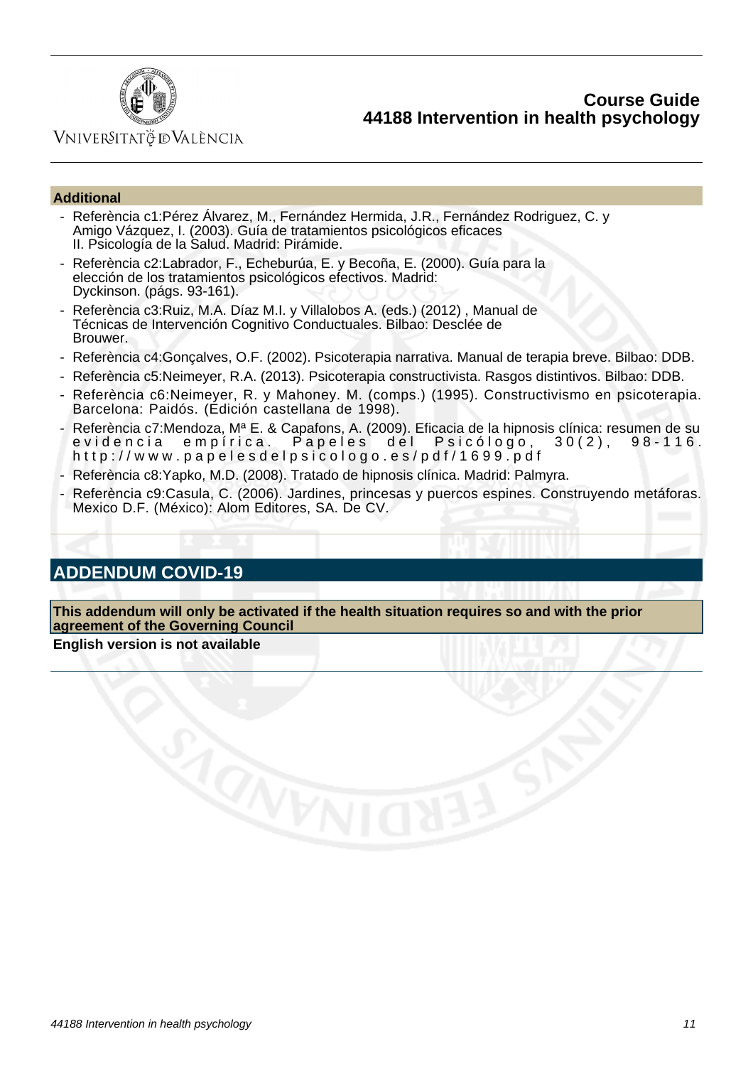### Additional

- Referència c1:Pérez Álvarez, M., Fernández Hermida, J.R., Fernández Rodriguez, C. y Amigo Vázquez, I. (2003). Guía de tratamientos psicológicos eficaces II. Psicología de la Salud. Madrid: Pirámide.
- Referència c2:Labrador, F., Echeburúa, E. y Becoña, E. (2000). Guía para la elección de los tratamientos psicológicos efectivos. Madrid: Dyckinson. (págs. 93-161).
- Referència c3:Ruiz, M.A. Díaz M.I. y Villalobos A. (eds.) (2012) , Manual de Técnicas de Intervención Cognitivo Conductuales. Bilbao: Desclée de Brouwer.
- Referència c4:Gonçalves, O.F. (2002). Psicoterapia narrativa. Manual de terapia breve. Bilbao: DDB.
- Referència c5:Neimeyer, R.A. (2013). Psicoterapia constructivista. Rasgos distintivos. Bilbao: DDB.
- Referència c6:Neimeyer, R. y Mahoney. M. (comps.) (1995). Constructivismo en psicoterapia. Barcelona: Paidós. (Edición castellana de 1998).
- Referència c7:Mendoza, Mª E. & Capafons, A. (2009). Eficacia de la hipnosis clínica: resumen de su evidencia empírica. Papeles del Psicólogo, 30(2), 98-116. http://www.papelesdelpsicologo.es/pdf/1699.pdf
- Referència c8:Yapko, M.D. (2008). Tratado de hipnosis clínica. Madrid: Palmyra.
- Referència c9:Casula, C. (2006). Jardines, princesas y puercos espines. Construyendo metáforas. Mexico D.F. (México): Alom Editores, SA. De CV.

## ADDENDUM COVID-19

**This addendum will only be activated if the health situation requires so and with the prior agreement of the Governing Council**

**English version is not available**